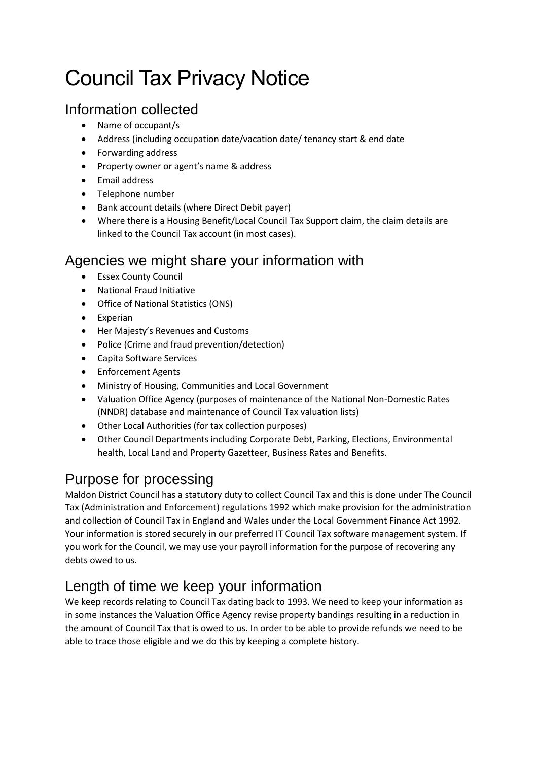# Council Tax Privacy Notice

## Information collected

- Name of occupant/s
- Address (including occupation date/vacation date/ tenancy start & end date
- Forwarding address
- Property owner or agent's name & address
- Email address
- Telephone number
- Bank account details (where Direct Debit payer)
- Where there is a Housing Benefit/Local Council Tax Support claim, the claim details are linked to the Council Tax account (in most cases).

## Agencies we might share your information with

- Essex County Council
- National Fraud Initiative
- Office of National Statistics (ONS)
- Experian
- Her Majesty's Revenues and Customs
- Police (Crime and fraud prevention/detection)
- Capita Software Services
- Enforcement Agents
- Ministry of Housing, Communities and Local Government
- Valuation Office Agency (purposes of maintenance of the National Non-Domestic Rates (NNDR) database and maintenance of Council Tax valuation lists)
- Other Local Authorities (for tax collection purposes)
- Other Council Departments including Corporate Debt, Parking, Elections, Environmental health, Local Land and Property Gazetteer, Business Rates and Benefits.

## Purpose for processing

Maldon District Council has a statutory duty to collect Council Tax and this is done under The Council Tax (Administration and Enforcement) regulations 1992 which make provision for the administration and collection of Council Tax in England and Wales under the Local Government Finance Act 1992. Your information is stored securely in our preferred IT Council Tax software management system. If you work for the Council, we may use your payroll information for the purpose of recovering any debts owed to us.

## Length of time we keep your information

We keep records relating to Council Tax dating back to 1993. We need to keep your information as in some instances the Valuation Office Agency revise property bandings resulting in a reduction in the amount of Council Tax that is owed to us. In order to be able to provide refunds we need to be able to trace those eligible and we do this by keeping a complete history.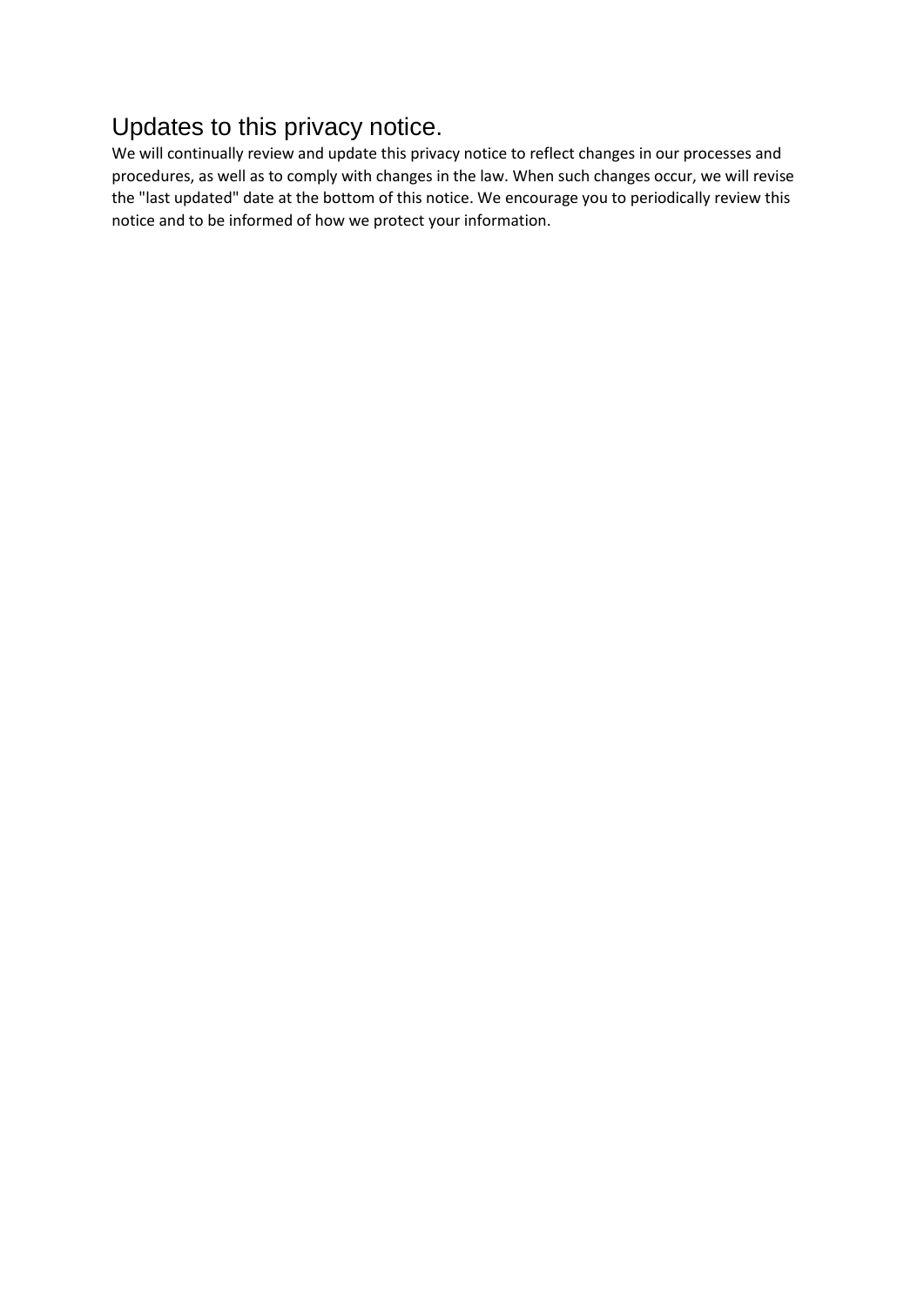## Updates to this privacy notice.

We will continually review and update this privacy notice to reflect changes in our processes and procedures, as well as to comply with changes in the law. When such changes occur, we will revise the "last updated" date at the bottom of this notice. We encourage you to periodically review this notice and to be informed of how we protect your information.